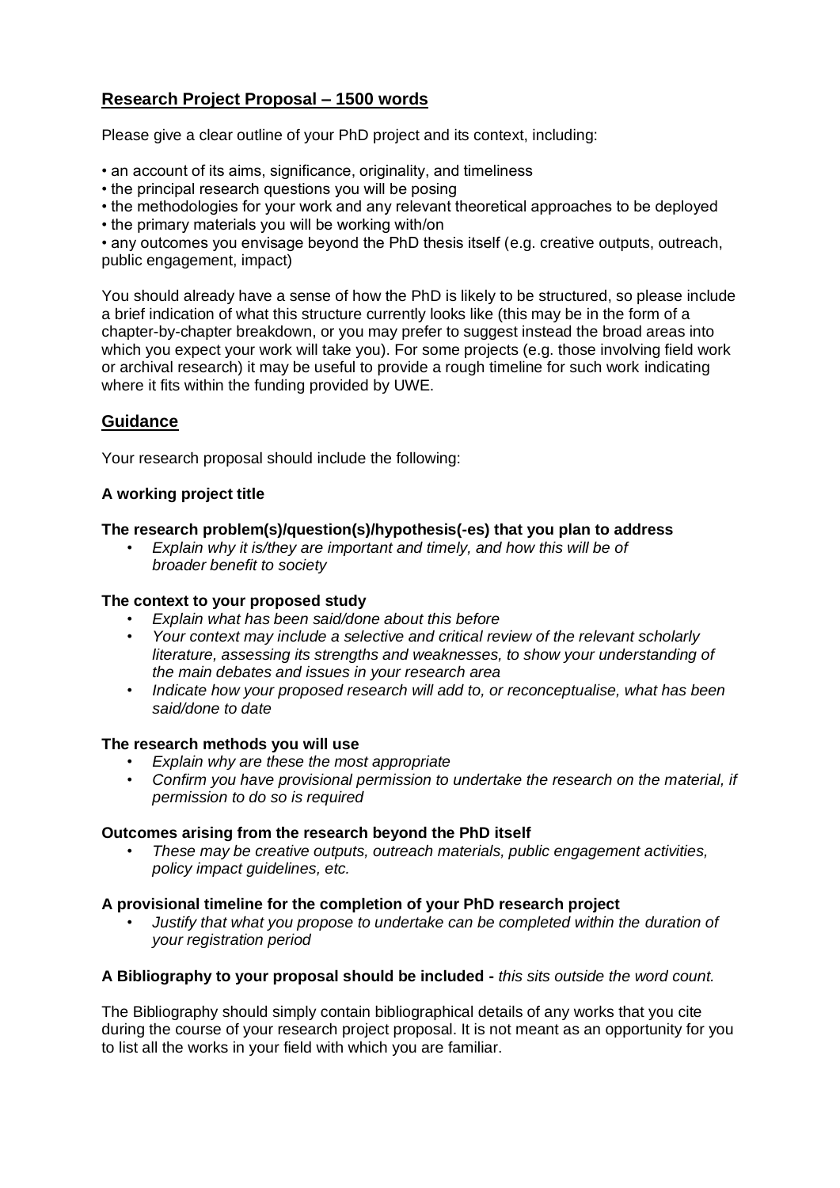## Research Project Proposal – 1500 words

Please give a clear outline of your PhD project and its context, including:

- an account of its aims, significance, originality, and timeliness
- the principal research questions you will be posing
- the methodologies for your work and any relevant theoretical approaches to be deployed
- the primary materials you will be working with/on
- any outcomes you envisage beyond the PhD thesis itself (e.g. creative outputs, outreach, public engagement, impact)

You should already have a sense of how the PhD is likely to be structured, so please include a brief indication of what this structure currently looks like (this may be in the form of a chapter-by-chapter breakdown, or you may prefer to suggest instead the broad areas into which you expect your work will take you). For some projects (e.g. those involving field work or archival research) it may be useful to provide a rough timeline for such work indicating where it fits within the funding provided by UWE.

## Guidance

Your research proposal should include the following:

**A working project title**

**The research problem(s)/question(s)/hypothesis(-es) that you plan to address**

- *Explain why it is/they are important and timely, and how this will be of broader benefit to society*

**The context to your proposed study**

- *Explain what has been said/done about this before*
- *Your context may include a selective and critical review of the relevant scholarly literature, assessing its strengths and weaknesses, to show your understanding of the main debates and issues in your research area*
- *Indicate how your proposed research will add to, or reconceptualise, what has been said/done to date*

**The research methods you will use**

- *Explain why are these the most appropriate*
- *Confirm you have provisional permission to undertake the research on the material, if permission to do so is required*

**Outcomes arising from the research beyond the PhD itself**

- *These may be creative outputs, outreach materials, public engagement activities, policy impact guidelines, etc.*

**A provisional timeline for the completion of your PhD research project**

- *Justify that what you propose to undertake can be completed within the duration of your registration period*

**A Bibliography to your proposal should be included -** *this sits outside the word count.*

The Bibliography should simply contain bibliographical details of any works that you cite during the course of your research project proposal. It is not meant as an opportunity for you to list all the works in your field with which you are familiar.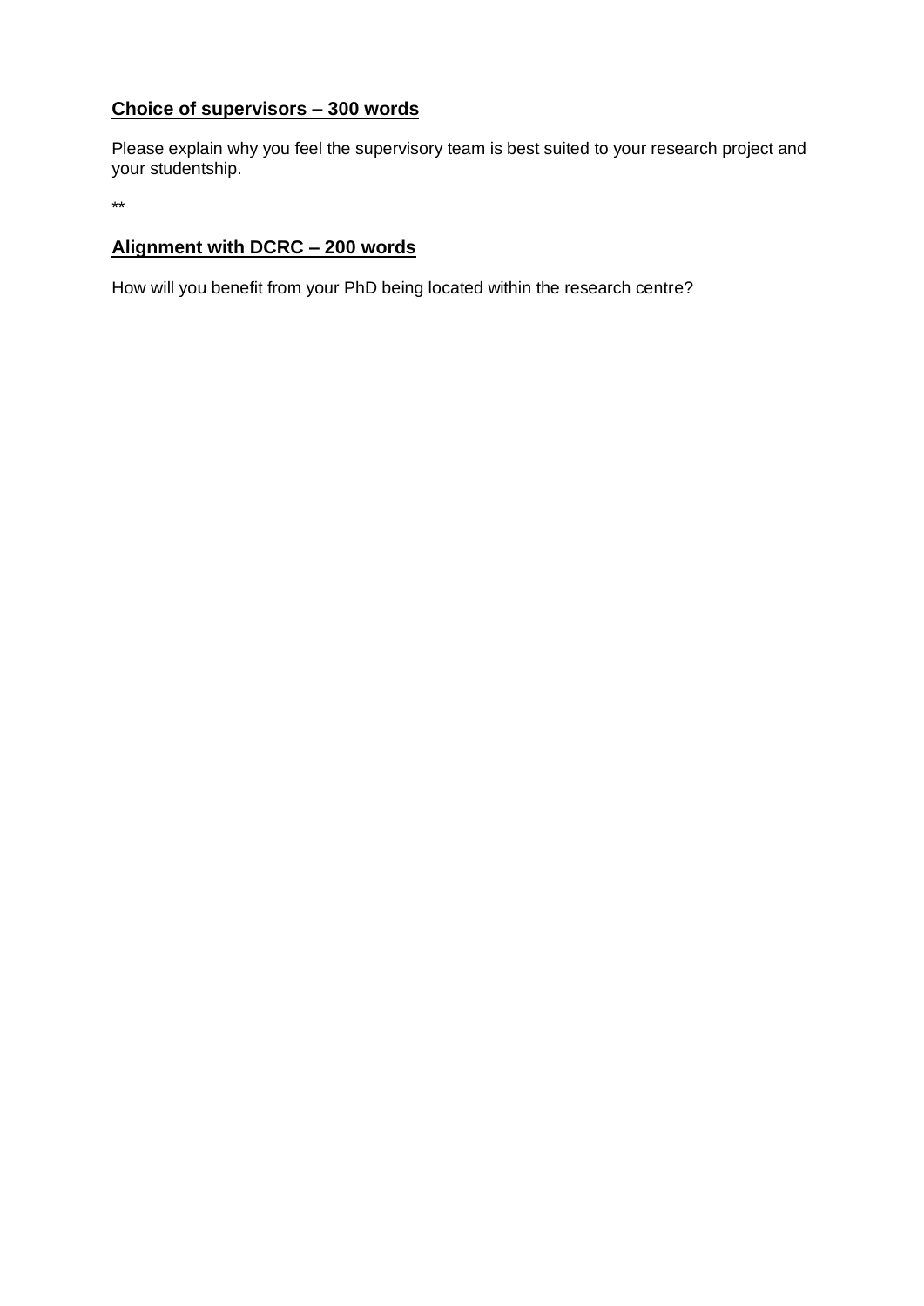**<u>Choice of supervisors – 300 words</u>**

Please explain why you feel the supervisory team is best suited to your research project and your studentship.

**

**<u>Alignment with DCRC – 200 words</u>**

How will you benefit from your PhD being located within the research centre?